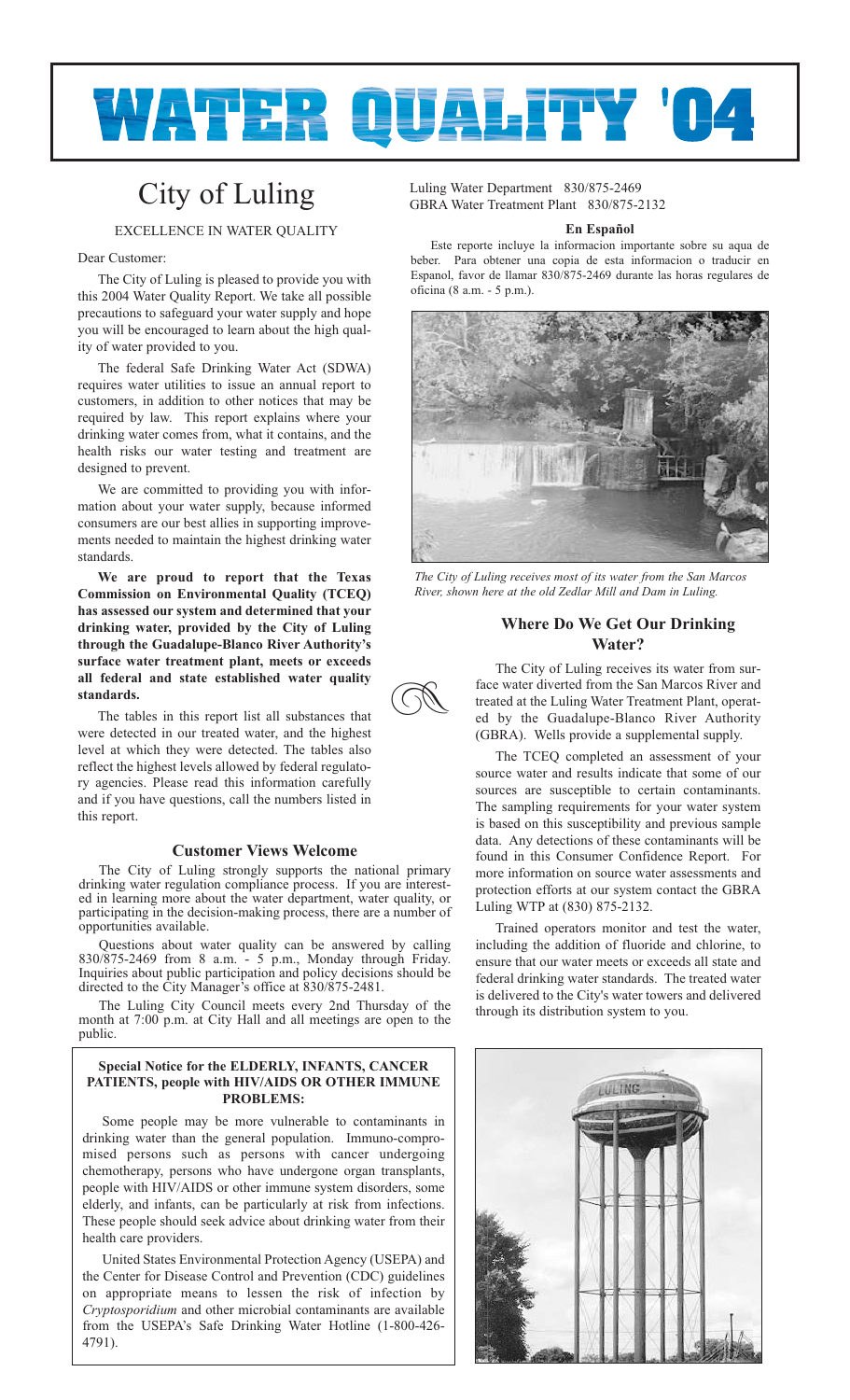# WATER QUALITY '04

## City of Luling

EXCELLENCE IN WATER QUALITY

Dear Customer:

The City of Luling is pleased to provide you with this 2004 Water Quality Report. We take all possible precautions to safeguard your water supply and hope you will be encouraged to learn about the high quality of water provided to you.

The federal Safe Drinking Water Act (SDWA) requires water utilities to issue an annual report to customers, in addition to other notices that may be required by law. This report explains where your drinking water comes from, what it contains, and the health risks our water testing and treatment are designed to prevent.

We are committed to providing you with information about your water supply, because informed consumers are our best allies in supporting improvements needed to maintain the highest drinking water standards.

**We are proud to report that the Texas Commission on Environmental Quality (TCEQ) has assessed our system and determined that your drinking water, provided by the City of Luling through the Guadalupe-Blanco River Authority's surface water treatment plant, meets or exceeds all federal and state established water quality standards.**

The tables in this report list all substances that were detected in our treated water, and the highest level at which they were detected. The tables also reflect the highest levels allowed by federal regulatory agencies. Please read this information carefully and if you have questions, call the numbers listed in this report.

### Customer Views Welcome

The City of Luling strongly supports the national primary drinking water regulation compliance process. If you are interested in learning more about the water department, water quality, or participating in the decision-making process, there are a number of opportunities available.

Questions about water quality can be answered by calling 830/875-2469 from 8 a.m. - 5 p.m., Monday through Friday. Inquiries about public participation and policy decisions should be directed to the City Manager's office at 830/875-2481.

The Luling City Council meets every 2nd Thursday of the month at 7:00 p.m. at City Hall and all meetings are open to the public.

**Special Notice for the ELDERLY, INFANTS, CANCER PATIENTS, people with HIV/AIDS OR OTHER IMMUNE PROBLEMS:**

Some people may be more vulnerable to contaminants in drinking water than the general population. Immuno-compromised persons such as persons with cancer undergoing chemotherapy, persons who have undergone organ transplants, people with HIV/AIDS or other immune system disorders, some elderly, and infants, can be particularly at risk from infections. These people should seek advice about drinking water from their health care providers.

United States Environmental Protection Agency (USEPA) and the Center for Disease Control and Prevention (CDC) guidelines on appropriate means to lessen the risk of infection by *Cryptosporidium* and other microbial contaminants are available from the USEPA's Safe Drinking Water Hotline (1-800-426-4791).

Luling Water Department 830/875-2469
GBRA Water Treatment Plant 830/875-2132

**En Español**

Este reporte incluye la informacion importante sobre su aqua de beber. Para obtener una copia de esta informacion o traducir en Espanol, favor de llamar 830/875-2469 durante las horas regulares de oficina (8 a.m. - 5 p.m.).

*The City of Luling receives most of its water from the San Marcos River, shown here at the old Zedlar Mill and Dam in Luling.*

### Where Do We Get Our Drinking Water?

The City of Luling receives its water from surface water diverted from the San Marcos River and treated at the Luling Water Treatment Plant, operated by the Guadalupe-Blanco River Authority (GBRA). Wells provide a supplemental supply.

The TCEQ completed an assessment of your source water and results indicate that some of our sources are susceptible to certain contaminants. The sampling requirements for your water system is based on this susceptibility and previous sample data. Any detections of these contaminants will be found in this Consumer Confidence Report. For more information on source water assessments and protection efforts at our system contact the GBRA Luling WTP at (830) 875-2132.

Trained operators monitor and test the water, including the addition of fluoride and chlorine, to ensure that our water meets or exceeds all state and federal drinking water standards. The treated water is delivered to the City's water towers and delivered through its distribution system to you.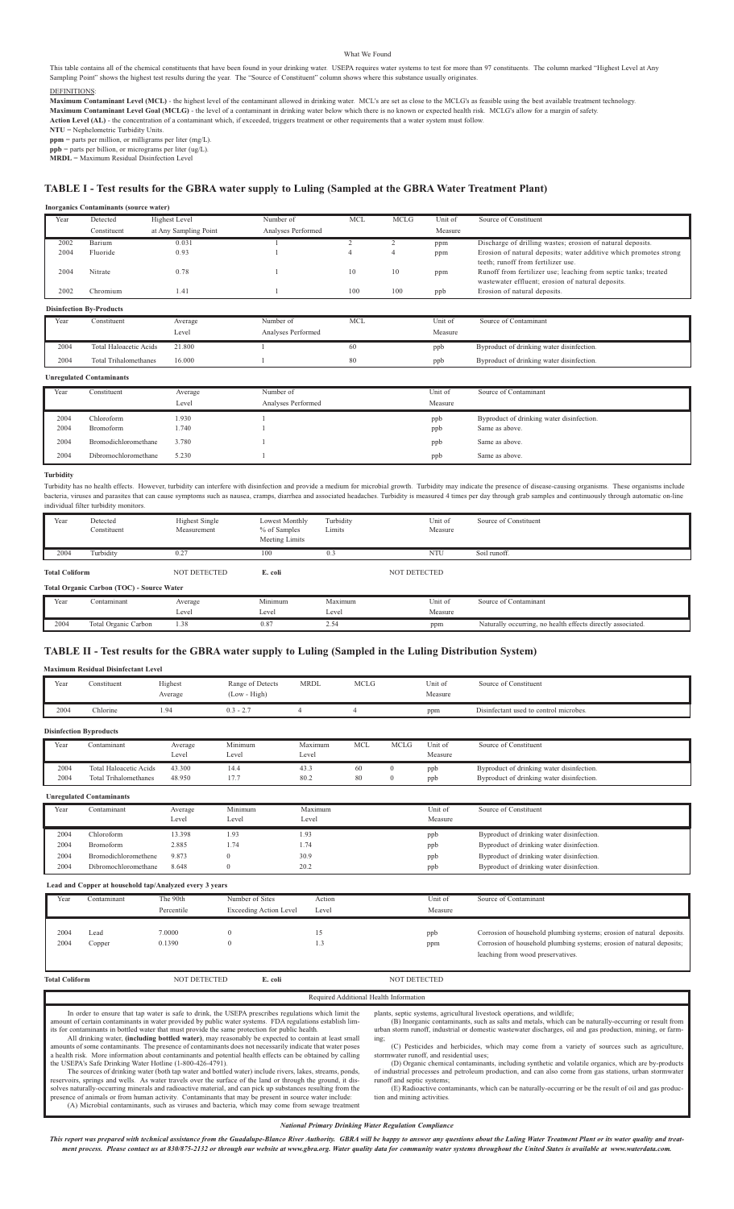What We Found

This table contains all of the chemical constituents that have been found in your drinking water. USEPA requires water systems to test for more than 97 constituents. The column marked "Highest Level at Any Sampling Point" shows the highest test results during the year. The "Source of Constituent" column shows where this substance usually originates.

DEFINITIONS:

**Maximum Contaminant Level (MCL)** - the highest level of the contaminant allowed in drinking water. MCL's are set as close to the MCLG's as feasible using the best available treatment technology.
**Maximum Contaminant Level Goal (MCLG)** - the level of a contaminant in drinking water below which there is no known or expected health risk. MCLG's allow for a margin of safety.
**Action Level (AL)** - the concentration of a contaminant which, if exceeded, triggers treatment or other requirements that a water system must follow.
**NTU** = Nephelometric Turbidity Units.
**ppm** = parts per million, or milligrams per liter (mg/L).
**ppb** = parts per billion, or micrograms per liter (ug/L).
**MRDL** = Maximum Residual Disinfection Level

## TABLE I - Test results for the GBRA water supply to Luling (Sampled at the GBRA Water Treatment Plant)

**Inorganics Contaminants (source water)**

| Year | Detected Constituent | Highest Level at Any Sampling Point | Number of Analyses Performed | MCL | MCLG | Unit of Measure | Source of Constituent |
|---|---|---|---|---|---|---|---|
| 2002 | Barium | 0.031 | 1 | 2 | 2 | ppm | Discharge of drilling wastes; erosion of natural deposits. |
| 2004 | Fluoride | 0.93 | 1 | 4 | 4 | ppm | Erosion of natural deposits; water additive which promotes strong teeth; runoff from fertilizer use. |
| 2004 | Nitrate | 0.78 | 1 | 10 | 10 | ppm | Runoff from fertilizer use; leaching from septic tanks; treated wastewater effluent; erosion of natural deposits. |
| 2002 | Chromium | 1.41 | 1 | 100 | 100 | ppb | Erosion of natural deposits. |

**Disinfection By-Products**

| Year | Constituent | Average Level | Number of Analyses Performed | MCL | Unit of Measure | Source of Contaminant |
|---|---|---|---|---|---|---|
| 2004 | Total Haloacetic Acids | 21.800 | 1 | 60 | ppb | Byproduct of drinking water disinfection. |
| 2004 | Total Trihalomethanes | 16.000 | 1 | 80 | ppb | Byproduct of drinking water disinfection. |

**Unregulated Contaminants**

| Year | Constituent | Average Level | Number of Analyses Performed | Unit of Measure | Source of Contaminant |
|---|---|---|---|---|---|
| 2004 | Chloroform | 1.930 | 1 | ppb | Byproduct of drinking water disinfection. |
| 2004 | Bromoform | 1.740 | 1 | ppb | Same as above. |
| 2004 | Bromodichloromethane | 3.780 | 1 | ppb | Same as above. |
| 2004 | Dibromochloromethane | 5.230 | 1 | ppb | Same as above. |

**Turbidity**

Turbidity has no health effects. However, turbidity can interfere with disinfection and provide a medium for microbial growth. Turbidity may indicate the presence of disease-causing organisms. These organisms include bacteria, viruses and parasites that can cause symptoms such as nausea, cramps, diarrhea and associated headaches. Turbidity is measured 4 times per day through grab samples and continuously through automatic on-line individual filter turbidity monitors.

| Year | Detected Constituent | Highest Single Measurement | Lowest Monthly % of Samples Meeting Limits | Turbidity Limits | Unit of Measure | Source of Constituent |
|---|---|---|---|---|---|---|
| 2004 | Turbidity | 0.27 | 100 | 0.3 | NTU | Soil runoff. |

**Total Coliform** NOT DETECTED **E. coli** NOT DETECTED

**Total Organic Carbon (TOC) - Source Water**

| Year | Contaminant | Average Level | Minimum Level | Maximum Level | Unit of Measure | Source of Contaminant |
|---|---|---|---|---|---|---|
| 2004 | Total Organic Carbon | 1.38 | 0.87 | 2.54 | ppm | Naturally occurring, no health effects directly associated. |

## TABLE II - Test results for the GBRA water supply to Luling (Sampled in the Luling Distribution System)

**Maximum Residual Disinfectant Level**

| Year | Constituent | Highest Average | Range of Detects (Low - High) | MRDL | MCLG | Unit of Measure | Source of Constituent |
|---|---|---|---|---|---|---|---|
| 2004 | Chlorine | 1.94 | 0.3 - 2.7 | 4 | 4 | ppm | Disinfectant used to control microbes. |

**Disinfection Byproducts**

| Year | Contaminant | Average Level | Minimum Level | Maximum Level | MCL | MCLG | Unit of Measure | Source of Constituent |
|---|---|---|---|---|---|---|---|---|
| 2004 | Total Haloacetic Acids | 43.300 | 14.4 | 43.3 | 60 | 0 | ppb | Byproduct of drinking water disinfection. |
| 2004 | Total Trihalomethanes | 48.950 | 17.7 | 80.2 | 80 | 0 | ppb | Byproduct of drinking water disinfection. |

**Unregulated Contaminants**

| Year | Contaminant | Average Level | Minimum Level | Maximum Level | Unit of Measure | Source of Constituent |
|---|---|---|---|---|---|---|
| 2004 | Chloroform | 13.398 | 1.93 | 1.93 | ppb | Byproduct of drinking water disinfection. |
| 2004 | Bromoform | 2.885 | 1.74 | 1.74 | ppb | Byproduct of drinking water disinfection. |
| 2004 | Bromodichloromethene | 9.873 | 0 | 30.9 | ppb | Byproduct of drinking water disinfection. |
| 2004 | Dibromochloromethane | 8.648 | 0 | 20.2 | ppb | Byproduct of drinking water disinfection. |

**Lead and Copper at household tap/Analyzed every 3 years**

| Year | Contaminant | The 90th Percentile | Number of Sites Exceeding Action Level | Action Level | Unit of Measure | Source of Contaminant |
|---|---|---|---|---|---|---|
| 2004 | Lead | 7.0000 | 0 | 15 | ppb | Corrosion of household plumbing systems; erosion of natural deposits. |
| 2004 | Copper | 0.1390 | 0 | 1.3 | ppm | Corrosion of household plumbing systems; erosion of natural deposits; leaching from wood preservatives. |

**Total Coliform** NOT DETECTED **E. coli** NOT DETECTED

### Required Additional Health Information

In order to ensure that tap water is safe to drink, the USEPA prescribes regulations which limit the amount of certain contaminants in water provided by public water systems. FDA regulations establish limits for contaminants in bottled water that must provide the same protection for public health.

All drinking water, **(including bottled water)**, may reasonably be expected to contain at least small amounts of some contaminants. The presence of contaminants does not necessarily indicate that water poses a health risk. More information about contaminants and potential health effects can be obtained by calling the USEPA's Safe Drinking Water Hotline (1-800-426-4791).

The sources of drinking water (both tap water and bottled water) include rivers, lakes, streams, ponds, reservoirs, springs and wells. As water travels over the surface of the land or through the ground, it dissolves naturally-occurring minerals and radioactive material, and can pick up substances resulting from the presence of animals or from human activity. Contaminants that may be present in source water include:

(A) Microbial contaminants, such as viruses and bacteria, which may come from sewage treatment plants, septic systems, agricultural livestock operations, and wildlife;

(B) Inorganic contaminants, such as salts and metals, which can be naturally-occurring or result from urban storm runoff, industrial or domestic wastewater discharges, oil and gas production, mining, or farming;

(C) Pesticides and herbicides, which may come from a variety of sources such as agriculture, stormwater runoff, and residential uses;

(D) Organic chemical contaminants, including synthetic and volatile organics, which are by-products of industrial processes and petroleum production, and can also come from gas stations, urban stormwater runoff and septic systems;

(E) Radioactive contaminants, which can be naturally-occurring or be the result of oil and gas production and mining activities.

***National Primary Drinking Water Regulation Compliance***

***This report was prepared with technical assistance from the Guadalupe-Blanco River Authority. GBRA will be happy to answer any questions about the Luling Water Treatment Plant or its water quality and treatment process. Please contact us at 830/875-2132 or through our website at www.gbra.org. Water quality data for community water systems throughout the United States is available at www.waterdata.com.***